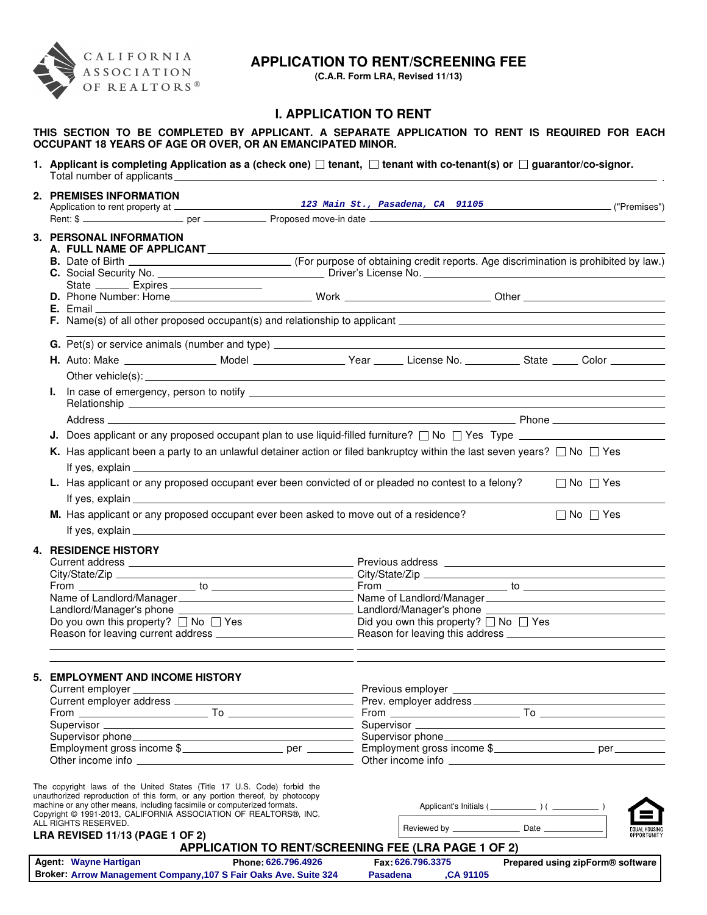CALIFORNIA ASSOCIATION OF REALTORS®

# APPLICATION TO RENT/SCREENING FEE

**(C.A.R. Form LRA, Revised 11/13)**

## I. APPLICATION TO RENT

**THIS SECTION TO BE COMPLETED BY APPLICANT. A SEPARATE APPLICATION TO RENT IS REQUIRED FOR EACH OCCUPANT 18 YEARS OF AGE OR OVER, OR AN EMANCIPATED MINOR.**

**1. Applicant is completing Application as a (check one)** ☐ **tenant,** ☐ **tenant with co-tenant(s) or** ☐ **guarantor/co-signor.**
Total number of applicants ______________________________ .

**2. PREMISES INFORMATION**
Application to rent property at ___ *123 Main St., Pasadena, CA 91105* ___ ("Premises")
Rent: $ __________ per __________ Proposed move-in date __________________________

**3. PERSONAL INFORMATION**

**A. FULL NAME OF APPLICANT** ______________________________

**B.** Date of Birth ____________________ (For purpose of obtaining credit reports. Age discrimination is prohibited by law.)

**C.** Social Security No. ____________________ Driver's License No. ____________________
State ______ Expires ______________

**D.** Phone Number: Home____________________ Work ____________________ Other ____________________

**E.** Email ______________________________

**F.** Name(s) of all other proposed occupant(s) and relationship to applicant ______________________________

**G.** Pet(s) or service animals (number and type) ______________________________

**H.** Auto: Make ______________ Model ______________ Year _____ License No. __________ State _____ Color __________
Other vehicle(s): ______________________________

**I.** In case of emergency, person to notify ______________________________
Relationship ______________________________
Address ______________________________ Phone ______________

**J.** Does applicant or any proposed occupant plan to use liquid-filled furniture? ☐ No ☐ Yes Type ______________

**K.** Has applicant been a party to an unlawful detainer action or filed bankruptcy within the last seven years? ☐ No ☐ Yes
If yes, explain ______________________________

**L.** Has applicant or any proposed occupant ever been convicted of or pleaded no contest to a felony? ☐ No ☐ Yes
If yes, explain ______________________________

**M.** Has applicant or any proposed occupant ever been asked to move out of a residence? ☐ No ☐ Yes
If yes, explain ______________________________

**4. RESIDENCE HISTORY**

Current address ______________________________
City/State/Zip ______________________________
From ______________ to ______________
Name of Landlord/Manager ______________________________
Landlord/Manager's phone ______________________________
Do you own this property? ☐ No ☐ Yes
Reason for leaving current address ______________________________

Previous address ______________________________
City/State/Zip ______________________________
From ______________ to ______________
Name of Landlord/Manager ______________________________
Landlord/Manager's phone ______________________________
Did you own this property? ☐ No ☐ Yes
Reason for leaving this address ______________________________

**5. EMPLOYMENT AND INCOME HISTORY**

Current employer ______________________________
Current employer address ______________________________
From ______________ To ______________
Supervisor ______________________________
Supervisor phone ______________________________
Employment gross income $ ______________ per __________
Other income info ______________________________

Previous employer ______________________________
Prev. employer address ______________________________
From ______________ To ______________
Supervisor ______________________________
Supervisor phone ______________________________
Employment gross income $ ______________ per __________
Other income info ______________________________

The copyright laws of the United States (Title 17 U.S. Code) forbid the unauthorized reproduction of this form, or any portion thereof, by photocopy machine or any other means, including facsimile or computerized formats. Copyright © 1991-2013, CALIFORNIA ASSOCIATION OF REALTORS®, INC. ALL RIGHTS RESERVED.

**LRA REVISED 11/13 (PAGE 1 OF 2)**

Applicant's Initials ( __________ ) ( __________ )

Reviewed by ______________ Date ______________

EQUAL HOUSING OPPORTUNITY

**APPLICATION TO RENT/SCREENING FEE (LRA PAGE 1 OF 2)**

| **Agent:** Wayne Hartigan | **Phone:** 626.796.4926 | **Fax:** 626.796.3375 | **Prepared using zipForm® software** |
|---|---|---|---|
| **Broker:** Arrow Management Company,107 S Fair Oaks Ave. Suite 324 | | Pasadena ,CA 91105 | |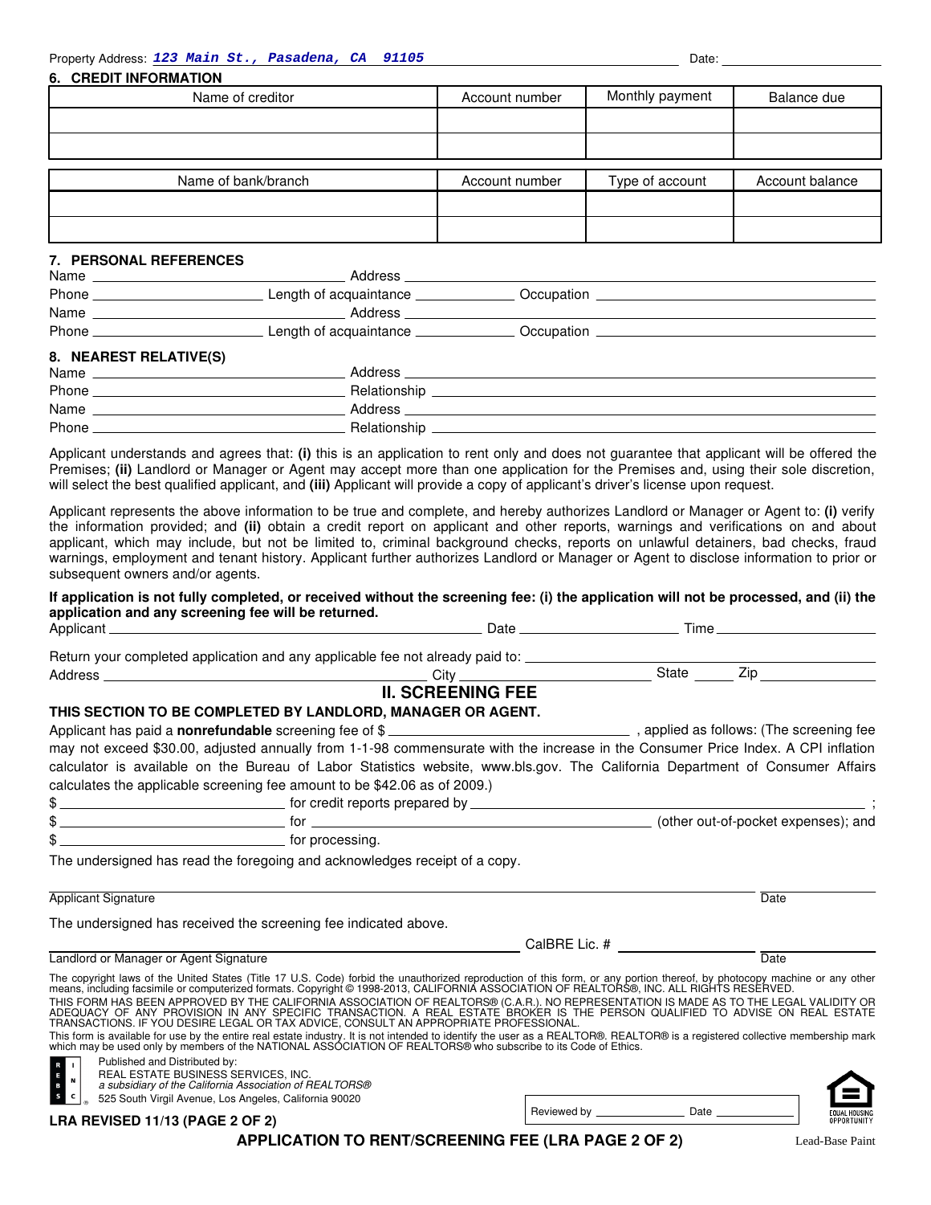Property Address: 123 Main St., Pasadena, CA 91105 Date: ______________________

## 6. CREDIT INFORMATION

| Name of creditor | Account number | Monthly payment | Balance due |
|---|---|---|---|
| | | | |
| | | | |

| Name of bank/branch | Account number | Type of account | Account balance |
|---|---|---|---|
| | | | |
| | | | |

## 7. PERSONAL REFERENCES

Name ______________________________ Address ______________________________________________

Phone ____________________ Length of acquaintance ____________ Occupation ______________________

Name ______________________________ Address ______________________________________________

Phone ____________________ Length of acquaintance ____________ Occupation ______________________

## 8. NEAREST RELATIVE(S)

Name ______________________________ Address ______________________________________________

Phone ______________________________ Relationship __________________________________________

Name ______________________________ Address ______________________________________________

Phone ______________________________ Relationship __________________________________________

Applicant understands and agrees that: **(i)** this is an application to rent only and does not guarantee that applicant will be offered the Premises; **(ii)** Landlord or Manager or Agent may accept more than one application for the Premises and, using their sole discretion, will select the best qualified applicant, and **(iii)** Applicant will provide a copy of applicant's driver's license upon request.

Applicant represents the above information to be true and complete, and hereby authorizes Landlord or Manager or Agent to: **(i)** verify the information provided; and **(ii)** obtain a credit report on applicant and other reports, warnings and verifications on and about applicant, which may include, but not be limited to, criminal background checks, reports on unlawful detainers, bad checks, fraud warnings, employment and tenant history. Applicant further authorizes Landlord or Manager or Agent to disclose information to prior or subsequent owners and/or agents.

**If application is not fully completed, or received without the screening fee: (i) the application will not be processed, and (ii) the application and any screening fee will be returned.**

Applicant ______________________________________________ Date ____________________ Time ____________________

Return your completed application and any applicable fee not already paid to: ______________________________________

Address __________________________________________ City ____________________ State _____ Zip _______________

## II. SCREENING FEE

**THIS SECTION TO BE COMPLETED BY LANDLORD, MANAGER OR AGENT.**

Applicant has paid a **nonrefundable** screening fee of $ ____________________________ , applied as follows: (The screening fee may not exceed $30.00, adjusted annually from 1-1-98 commensurate with the increase in the Consumer Price Index. A CPI inflation calculator is available on the Bureau of Labor Statistics website, www.bls.gov. The California Department of Consumer Affairs calculates the applicable screening fee amount to be $42.06 as of 2009.)

$ ____________________________ for credit reports prepared by ______________________________________________ ;

$ ____________________________ for ______________________________________ (other out-of-pocket expenses); and

$ ____________________________ for processing.

The undersigned has read the foregoing and acknowledges receipt of a copy.

______________________________________________________________________ ______________

Applicant Signature Date

The undersigned has received the screening fee indicated above.

________________________________________________ CalBRE Lic. # ________________ ______________

Landlord or Manager or Agent Signature Date

The copyright laws of the United States (Title 17 U.S. Code) forbid the unauthorized reproduction of this form, or any portion thereof, by photocopy machine or any other means, including facsimile or computerized formats. Copyright © 1998-2013, CALIFORNIA ASSOCIATION OF REALTORS®, INC. ALL RIGHTS RESERVED.

THIS FORM HAS BEEN APPROVED BY THE CALIFORNIA ASSOCIATION OF REALTORS® (C.A.R.). NO REPRESENTATION IS MADE AS TO THE LEGAL VALIDITY OR ADEQUACY OF ANY PROVISION IN ANY SPECIFIC TRANSACTION. A REAL ESTATE BROKER IS THE PERSON QUALIFIED TO ADVISE ON REAL ESTATE TRANSACTIONS. IF YOU DESIRE LEGAL OR TAX ADVICE, CONSULT AN APPROPRIATE PROFESSIONAL.

This form is available for use by the entire real estate industry. It is not intended to identify the user as a REALTOR®. REALTOR® is a registered collective membership mark which may be used only by members of the NATIONAL ASSOCIATION OF REALTORS® who subscribe to its Code of Ethics.

Published and Distributed by:
REAL ESTATE BUSINESS SERVICES, INC.
*a subsidiary of the California Association of REALTORS®*
525 South Virgil Avenue, Los Angeles, California 90020

Reviewed by ______________ Date ____________

**LRA REVISED 11/13 (PAGE 2 OF 2)**

**APPLICATION TO RENT/SCREENING FEE (LRA PAGE 2 OF 2)**

Lead-Base Paint